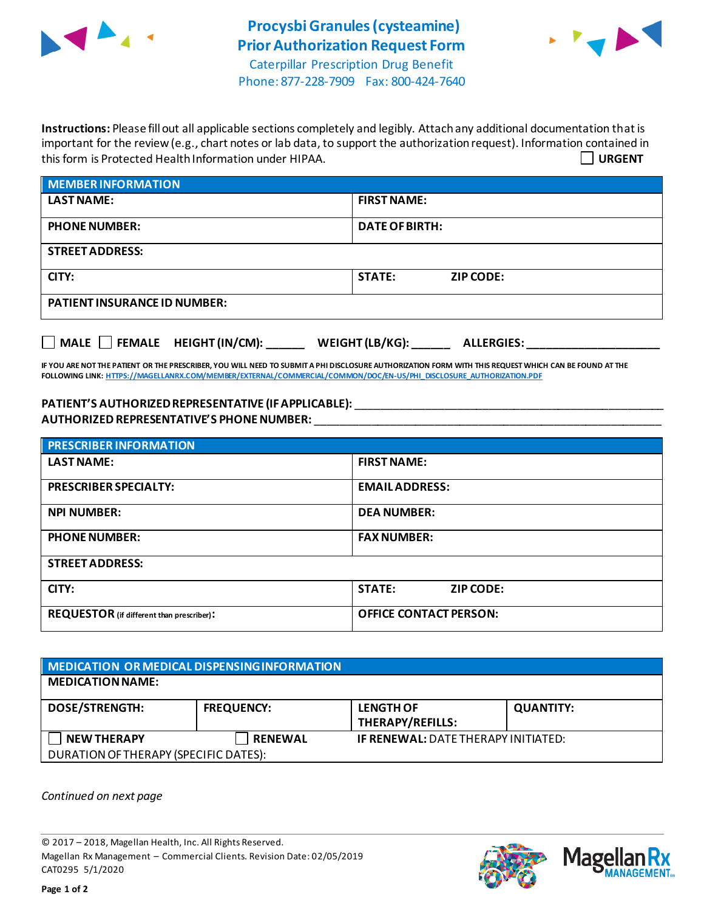# Procysbi Granules (cysteamine) Prior Authorization Request Form

Caterpillar Prescription Drug Benefit
Phone: 877-228-7909 Fax: 800-424-7640

**Instructions:** Please fill out all applicable sections completely and legibly. Attach any additional documentation that is important for the review (e.g., chart notes or lab data, to support the authorization request). Information contained in this form is Protected Health Information under HIPAA.

☐ **URGENT**

| MEMBER INFORMATION | |
|---|---|
| **LAST NAME:** | **FIRST NAME:** |
| **PHONE NUMBER:** | **DATE OF BIRTH:** |
| **STREET ADDRESS:** | |
| **CITY:** | **STATE:** **ZIP CODE:** |
| **PATIENT INSURANCE ID NUMBER:** | |

☐ **MALE** ☐ **FEMALE** **HEIGHT (IN/CM):** ______ **WEIGHT (LB/KG):** ______ **ALLERGIES:** ____________________

**IF YOU ARE NOT THE PATIENT OR THE PRESCRIBER, YOU WILL NEED TO SUBMIT A PHI DISCLOSURE AUTHORIZATION FORM WITH THIS REQUEST WHICH CAN BE FOUND AT THE FOLLOWING LINK:** HTTPS://MAGELLANRX.COM/MEMBER/EXTERNAL/COMMERCIAL/COMMON/DOC/EN-US/PHI_DISCLOSURE_AUTHORIZATION.PDF

**PATIENT'S AUTHORIZED REPRESENTATIVE (IF APPLICABLE):** ________________________________________________

**AUTHORIZED REPRESENTATIVE'S PHONE NUMBER:** ________________________________________________

| PRESCRIBER INFORMATION | |
|---|---|
| **LAST NAME:** | **FIRST NAME:** |
| **PRESCRIBER SPECIALTY:** | **EMAIL ADDRESS:** |
| **NPI NUMBER:** | **DEA NUMBER:** |
| **PHONE NUMBER:** | **FAX NUMBER:** |
| **STREET ADDRESS:** | |
| **CITY:** | **STATE:** **ZIP CODE:** |
| **REQUESTOR** (if different than prescriber)**:** | **OFFICE CONTACT PERSON:** |

| MEDICATION OR MEDICAL DISPENSING INFORMATION | | | |
|---|---|---|---|
| **MEDICATION NAME:** | | | |
| **DOSE/STRENGTH:** | **FREQUENCY:** | **LENGTH OF THERAPY/REFILLS:** | **QUANTITY:** |
| ☐ **NEW THERAPY** | ☐ **RENEWAL** | **IF RENEWAL:** DATE THERAPY INITIATED: | |
| DURATION OF THERAPY (SPECIFIC DATES): | | | |

*Continued on next page*

© 2017 – 2018, Magellan Health, Inc. All Rights Reserved.
Magellan Rx Management – Commercial Clients. Revision Date: 02/05/2019
CAT0295 5/1/2020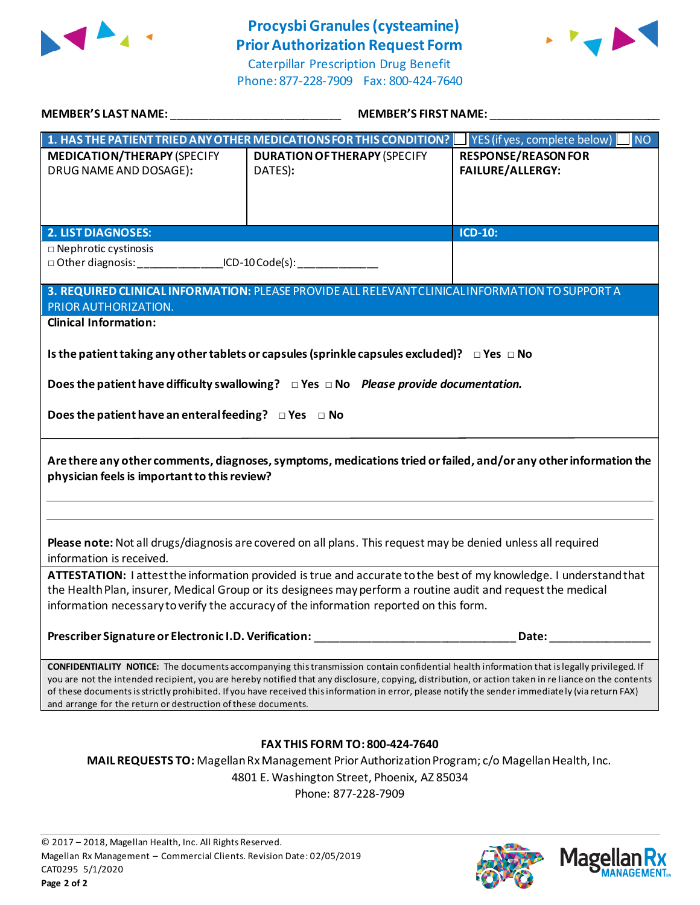# Procysbi Granules (cysteamine) Prior Authorization Request Form

Caterpillar Prescription Drug Benefit
Phone: 877-228-7909 Fax: 800-424-7640

**MEMBER'S LAST NAME:** ___________________________ **MEMBER'S FIRST NAME:** ___________________________

| **1. HAS THE PATIENT TRIED ANY OTHER MEDICATIONS FOR THIS CONDITION?** ☐ YES (if yes, complete below) ☐ NO | | |
|---|---|---|
| **MEDICATION/THERAPY** (SPECIFY DRUG NAME AND DOSAGE): | **DURATION OF THERAPY** (SPECIFY DATES): | **RESPONSE/REASON FOR FAILURE/ALLERGY:** |
| | | |

| **2. LIST DIAGNOSES:** | **ICD-10:** |
|---|---|
| □ Nephrotic cystinosis<br>□ Other diagnosis: ______________ICD-10 Code(s): _____________ | |

**3. REQUIRED CLINICAL INFORMATION:** PLEASE PROVIDE ALL RELEVANT CLINICAL INFORMATION TO SUPPORT A PRIOR AUTHORIZATION.

**Clinical Information:**

**Is the patient taking any other tablets or capsules (sprinkle capsules excluded)?** □ **Yes** □ **No**

**Does the patient have difficulty swallowing?** □ **Yes** □ **No** ***Please provide documentation.***

**Does the patient have an enteral feeding?** □ **Yes** □ **No**

**Are there any other comments, diagnoses, symptoms, medications tried or failed, and/or any other information the physician feels is important to this review?**

_______________________________________________________________________________

_______________________________________________________________________________

**Please note:** Not all drugs/diagnosis are covered on all plans. This request may be denied unless all required information is received.

**ATTESTATION:** I attest the information provided is true and accurate to the best of my knowledge. I understand that the Health Plan, insurer, Medical Group or its designees may perform a routine audit and request the medical information necessary to verify the accuracy of the information reported on this form.

**Prescriber Signature or Electronic I.D. Verification:** ________________________________ **Date:** ________________

**CONFIDENTIALITY NOTICE:** The documents accompanying this transmission contain confidential health information that is legally privileged. If you are not the intended recipient, you are hereby notified that any disclosure, copying, distribution, or action taken in reliance on the contents of these documents is strictly prohibited. If you have received this information in error, please notify the sender immediately (via return FAX) and arrange for the return or destruction of these documents.

**FAX THIS FORM TO: 800-424-7640**

**MAIL REQUESTS TO:** Magellan Rx Management Prior Authorization Program; c/o Magellan Health, Inc.
4801 E. Washington Street, Phoenix, AZ 85034
Phone: 877-228-7909

© 2017 – 2018, Magellan Health, Inc. All Rights Reserved.
Magellan Rx Management – Commercial Clients. Revision Date: 02/05/2019
CAT0295 5/1/2020